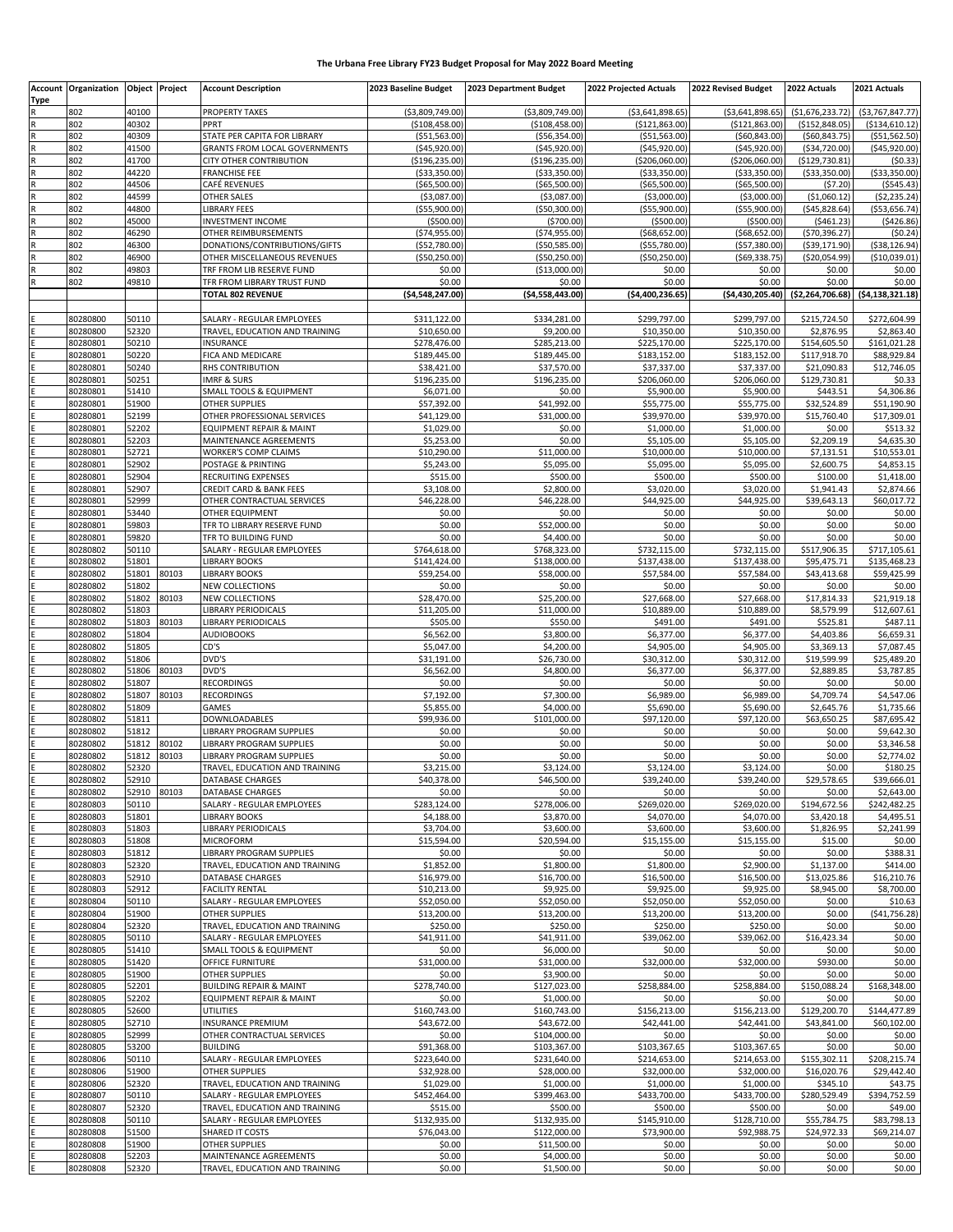# The Urbana Free Library FY23 Budget Proposal for May 2022 Board Meeting

| Account Type | Organization | Object | Project | Account Description | 2023 Baseline Budget | 2023 Department Budget | 2022 Projected Actuals | 2022 Revised Budget | 2022 Actuals | 2021 Actuals |
|---|---|---|---|---|---|---|---|---|---|---|
| R | 802 | 40100 | | PROPERTY TAXES | ($3,809,749.00) | ($3,809,749.00) | ($3,641,898.65) | ($3,641,898.65) | ($1,676,233.72) | ($3,767,847.77) |
| R | 802 | 40302 | | PPRT | ($108,458.00) | ($108,458.00) | ($121,863.00) | ($121,863.00) | ($152,848.05) | ($134,610.12) |
| R | 802 | 40309 | | STATE PER CAPITA FOR LIBRARY | ($51,563.00) | ($56,354.00) | ($51,563.00) | ($60,843.00) | ($60,843.75) | ($51,562.50) |
| R | 802 | 41500 | | GRANTS FROM LOCAL GOVERNMENTS | ($45,920.00) | ($45,920.00) | ($45,920.00) | ($45,920.00) | ($34,720.00) | ($45,920.00) |
| R | 802 | 41700 | | CITY OTHER CONTRIBUTION | ($196,235.00) | ($196,235.00) | ($206,060.00) | ($206,060.00) | ($129,730.81) | ($0.33) |
| R | 802 | 44220 | | FRANCHISE FEE | ($33,350.00) | ($33,350.00) | ($33,350.00) | ($33,350.00) | ($33,350.00) | ($33,350.00) |
| R | 802 | 44506 | | CAFÉ REVENUES | ($65,500.00) | ($65,500.00) | ($65,500.00) | ($65,500.00) | ($7.20) | ($545.43) |
| R | 802 | 44599 | | OTHER SALES | ($3,087.00) | ($3,087.00) | ($3,000.00) | ($3,000.00) | ($1,060.12) | ($2,235.24) |
| R | 802 | 44800 | | LIBRARY FEES | ($55,900.00) | ($50,300.00) | ($55,900.00) | ($55,900.00) | ($45,828.64) | ($53,656.74) |
| R | 802 | 45000 | | INVESTMENT INCOME | ($500.00) | ($700.00) | ($500.00) | ($500.00) | ($461.23) | ($426.86) |
| R | 802 | 46290 | | OTHER REIMBURSEMENTS | ($74,955.00) | ($74,955.00) | ($68,652.00) | ($68,652.00) | ($70,396.27) | ($0.24) |
| R | 802 | 46300 | | DONATIONS/CONTRIBUTIONS/GIFTS | ($52,780.00) | ($50,585.00) | ($55,780.00) | ($57,380.00) | ($39,171.90) | ($38,126.94) |
| R | 802 | 46900 | | OTHER MISCELLANEOUS REVENUES | ($50,250.00) | ($50,250.00) | ($50,250.00) | ($69,338.75) | ($20,054.99) | ($10,039.01) |
| R | 802 | 49803 | | TRF FROM LIB RESERVE FUND | $0.00 | ($13,000.00) | $0.00 | $0.00 | $0.00 | $0.00 |
| R | 802 | 49810 | | TRF FROM LIBRARY TRUST FUND | $0.00 | $0.00 | $0.00 | $0.00 | $0.00 | $0.00 |
| | | | | **TOTAL 802 REVENUE** | **($4,548,247.00)** | **($4,558,443.00)** | **($4,400,236.65)** | **($4,430,205.40)** | **($2,264,706.68)** | **($4,138,321.18)** |
| | | | | | | | | | | |
| E | 80280800 | 50110 | | SALARY - REGULAR EMPLOYEES | $311,122.00 | $334,281.00 | $299,797.00 | $299,797.00 | $215,724.50 | $272,604.99 |
| E | 80280800 | 52320 | | TRAVEL, EDUCATION AND TRAINING | $10,650.00 | $9,200.00 | $10,350.00 | $10,350.00 | $2,876.95 | $2,863.40 |
| E | 80280801 | 50210 | | INSURANCE | $278,476.00 | $285,213.00 | $225,170.00 | $225,170.00 | $154,605.50 | $161,021.28 |
| E | 80280801 | 50220 | | FICA AND MEDICARE | $189,445.00 | $189,445.00 | $183,152.00 | $183,152.00 | $117,918.70 | $88,929.84 |
| E | 80280801 | 50240 | | RHS CONTRIBUTION | $38,421.00 | $37,570.00 | $37,337.00 | $37,337.00 | $21,090.83 | $12,746.05 |
| E | 80280801 | 50251 | | IMRF & SURS | $196,235.00 | $196,235.00 | $206,060.00 | $206,060.00 | $129,730.81 | $0.33 |
| E | 80280801 | 51410 | | SMALL TOOLS & EQUIPMENT | $6,071.00 | $0.00 | $5,900.00 | $5,900.00 | $443.51 | $4,306.86 |
| E | 80280801 | 51900 | | OTHER SUPPLIES | $57,392.00 | $41,992.00 | $55,775.00 | $55,775.00 | $32,524.89 | $51,190.90 |
| E | 80280801 | 52199 | | OTHER PROFESSIONAL SERVICES | $41,129.00 | $31,000.00 | $39,970.00 | $39,970.00 | $15,760.40 | $17,309.01 |
| E | 80280801 | 52202 | | EQUIPMENT REPAIR & MAINT | $1,029.00 | $0.00 | $1,000.00 | $1,000.00 | $0.00 | $513.32 |
| E | 80280801 | 52203 | | MAINTENANCE AGREEMENTS | $5,253.00 | $0.00 | $5,105.00 | $5,105.00 | $2,209.19 | $4,635.30 |
| E | 80280801 | 52721 | | WORKER'S COMP CLAIMS | $10,290.00 | $11,000.00 | $10,000.00 | $10,000.00 | $7,131.51 | $10,553.01 |
| E | 80280801 | 52902 | | POSTAGE & PRINTING | $5,243.00 | $5,095.00 | $5,095.00 | $5,095.00 | $2,600.75 | $4,853.15 |
| E | 80280801 | 52904 | | RECRUITING EXPENSES | $515.00 | $500.00 | $500.00 | $500.00 | $100.00 | $1,418.00 |
| E | 80280801 | 52907 | | CREDIT CARD & BANK FEES | $3,108.00 | $2,800.00 | $3,020.00 | $3,020.00 | $1,941.43 | $2,874.66 |
| E | 80280801 | 52999 | | OTHER CONTRACTUAL SERVICES | $46,228.00 | $46,228.00 | $44,925.00 | $44,925.00 | $39,643.13 | $60,017.72 |
| E | 80280801 | 53440 | | OTHER EQUIPMENT | $0.00 | $0.00 | $0.00 | $0.00 | $0.00 | $0.00 |
| E | 80280801 | 59803 | | TFR TO LIBRARY RESERVE FUND | $0.00 | $52,000.00 | $0.00 | $0.00 | $0.00 | $0.00 |
| E | 80280801 | 59820 | | TFR TO BUILDING FUND | $0.00 | $4,400.00 | $0.00 | $0.00 | $0.00 | $0.00 |
| E | 80280802 | 50110 | | SALARY - REGULAR EMPLOYEES | $764,618.00 | $768,323.00 | $732,115.00 | $732,115.00 | $517,906.35 | $717,105.61 |
| E | 80280802 | 51801 | | LIBRARY BOOKS | $141,424.00 | $138,000.00 | $137,438.00 | $137,438.00 | $95,475.71 | $135,468.23 |
| E | 80280802 | 51801 | 80103 | LIBRARY BOOKS | $59,254.00 | $58,000.00 | $57,584.00 | $57,584.00 | $43,413.68 | $59,425.99 |
| E | 80280802 | 51802 | | NEW COLLECTIONS | $0.00 | $0.00 | $0.00 | $0.00 | $0.00 | $0.00 |
| E | 80280802 | 51802 | 80103 | NEW COLLECTIONS | $28,470.00 | $25,200.00 | $27,668.00 | $27,668.00 | $17,814.33 | $21,919.18 |
| E | 80280802 | 51803 | | LIBRARY PERIODICALS | $11,205.00 | $11,000.00 | $10,889.00 | $10,889.00 | $8,579.99 | $12,607.61 |
| E | 80280802 | 51803 | 80103 | LIBRARY PERIODICALS | $505.00 | $550.00 | $491.00 | $491.00 | $525.81 | $487.11 |
| E | 80280802 | 51804 | | AUDIOBOOKS | $6,562.00 | $3,800.00 | $6,377.00 | $6,377.00 | $4,403.86 | $6,659.31 |
| E | 80280802 | 51805 | | CD'S | $5,047.00 | $4,200.00 | $4,905.00 | $4,905.00 | $3,369.13 | $7,087.45 |
| E | 80280802 | 51806 | | DVD'S | $31,191.00 | $26,730.00 | $30,312.00 | $30,312.00 | $19,599.99 | $25,489.20 |
| E | 80280802 | 51806 | 80103 | DVD'S | $6,562.00 | $4,800.00 | $6,377.00 | $6,377.00 | $2,889.85 | $3,787.85 |
| E | 80280802 | 51807 | | RECORDINGS | $0.00 | $0.00 | $0.00 | $0.00 | $0.00 | $0.00 |
| E | 80280802 | 51807 | 80103 | RECORDINGS | $7,192.00 | $7,300.00 | $6,989.00 | $6,989.00 | $4,709.74 | $4,547.06 |
| E | 80280802 | 51809 | | GAMES | $5,855.00 | $4,000.00 | $5,690.00 | $5,690.00 | $2,645.76 | $1,735.66 |
| E | 80280802 | 51811 | | DOWNLOADABLES | $99,936.00 | $101,000.00 | $97,120.00 | $97,120.00 | $63,650.25 | $87,695.42 |
| E | 80280802 | 51812 | | LIBRARY PROGRAM SUPPLIES | $0.00 | $0.00 | $0.00 | $0.00 | $0.00 | $9,642.30 |
| E | 80280802 | 51812 | 80102 | LIBRARY PROGRAM SUPPLIES | $0.00 | $0.00 | $0.00 | $0.00 | $0.00 | $3,346.58 |
| E | 80280802 | 51812 | 80103 | LIBRARY PROGRAM SUPPLIES | $0.00 | $0.00 | $0.00 | $0.00 | $0.00 | $2,774.02 |
| E | 80280802 | 52320 | | TRAVEL, EDUCATION AND TRAINING | $3,215.00 | $3,124.00 | $3,124.00 | $3,124.00 | $0.00 | $180.25 |
| E | 80280802 | 52910 | | DATABASE CHARGES | $40,378.00 | $46,500.00 | $39,240.00 | $39,240.00 | $29,578.65 | $39,666.01 |
| E | 80280802 | 52910 | 80103 | DATABASE CHARGES | $0.00 | $0.00 | $0.00 | $0.00 | $0.00 | $2,643.00 |
| E | 80280803 | 50110 | | SALARY - REGULAR EMPLOYEES | $283,124.00 | $278,006.00 | $269,020.00 | $269,020.00 | $194,672.56 | $242,482.25 |
| E | 80280803 | 51801 | | LIBRARY BOOKS | $4,188.00 | $3,870.00 | $4,070.00 | $4,070.00 | $3,420.18 | $4,495.51 |
| E | 80280803 | 51803 | | LIBRARY PERIODICALS | $3,704.00 | $3,600.00 | $3,600.00 | $3,600.00 | $1,826.95 | $2,241.99 |
| E | 80280803 | 51808 | | MICROFORM | $15,594.00 | $20,594.00 | $15,155.00 | $15,155.00 | $15.00 | $0.00 |
| E | 80280803 | 51812 | | LIBRARY PROGRAM SUPPLIES | $0.00 | $0.00 | $0.00 | $0.00 | $0.00 | $388.31 |
| E | 80280803 | 52320 | | TRAVEL, EDUCATION AND TRAINING | $1,852.00 | $1,800.00 | $1,800.00 | $2,900.00 | $1,137.00 | $414.00 |
| E | 80280803 | 52910 | | DATABASE CHARGES | $16,979.00 | $16,700.00 | $16,500.00 | $16,500.00 | $13,025.86 | $16,210.76 |
| E | 80280803 | 52912 | | FACILITY RENTAL | $10,213.00 | $9,925.00 | $9,925.00 | $9,925.00 | $8,945.00 | $8,700.00 |
| E | 80280804 | 50110 | | SALARY - REGULAR EMPLOYEES | $52,050.00 | $52,050.00 | $52,050.00 | $52,050.00 | $0.00 | $10.63 |
| E | 80280804 | 51900 | | OTHER SUPPLIES | $13,200.00 | $13,200.00 | $13,200.00 | $13,200.00 | $0.00 | ($41,756.28) |
| E | 80280804 | 52320 | | TRAVEL, EDUCATION AND TRAINING | $250.00 | $250.00 | $250.00 | $250.00 | $0.00 | $0.00 |
| E | 80280805 | 50110 | | SALARY - REGULAR EMPLOYEES | $41,911.00 | $41,911.00 | $39,062.00 | $39,062.00 | $16,423.34 | $0.00 |
| E | 80280805 | 51410 | | SMALL TOOLS & EQUIPMENT | $0.00 | $6,000.00 | $0.00 | $0.00 | $0.00 | $0.00 |
| E | 80280805 | 51420 | | OFFICE FURNITURE | $31,000.00 | $31,000.00 | $32,000.00 | $32,000.00 | $930.00 | $0.00 |
| E | 80280805 | 51900 | | OTHER SUPPLIES | $0.00 | $3,900.00 | $0.00 | $0.00 | $0.00 | $0.00 |
| E | 80280805 | 52201 | | BUILDING REPAIR & MAINT | $278,740.00 | $127,023.00 | $258,884.00 | $258,884.00 | $150,088.24 | $168,348.00 |
| E | 80280805 | 52202 | | EQUIPMENT REPAIR & MAINT | $0.00 | $1,000.00 | $0.00 | $0.00 | $0.00 | $0.00 |
| E | 80280805 | 52600 | | UTILITIES | $160,743.00 | $160,743.00 | $156,213.00 | $156,213.00 | $129,200.70 | $144,477.89 |
| E | 80280805 | 52710 | | INSURANCE PREMIUM | $43,672.00 | $43,672.00 | $42,441.00 | $42,441.00 | $43,841.00 | $60,102.00 |
| E | 80280805 | 52999 | | OTHER CONTRACTUAL SERVICES | $0.00 | $104,000.00 | $0.00 | $0.00 | $0.00 | $0.00 |
| E | 80280805 | 53200 | | BUILDING | $91,368.00 | $103,367.00 | $103,367.65 | $103,367.65 | $0.00 | $0.00 |
| E | 80280806 | 50110 | | SALARY - REGULAR EMPLOYEES | $223,640.00 | $231,640.00 | $214,653.00 | $214,653.00 | $155,302.11 | $208,215.74 |
| E | 80280806 | 51900 | | OTHER SUPPLIES | $32,928.00 | $28,000.00 | $32,000.00 | $32,000.00 | $16,020.76 | $29,442.40 |
| E | 80280806 | 52320 | | TRAVEL, EDUCATION AND TRAINING | $1,029.00 | $1,000.00 | $1,000.00 | $1,000.00 | $345.10 | $43.75 |
| E | 80280807 | 50110 | | SALARY - REGULAR EMPLOYEES | $452,464.00 | $399,463.00 | $433,700.00 | $433,700.00 | $280,529.49 | $394,752.59 |
| E | 80280807 | 52320 | | TRAVEL, EDUCATION AND TRAINING | $515.00 | $500.00 | $500.00 | $500.00 | $0.00 | $49.00 |
| E | 80280808 | 50110 | | SALARY - REGULAR EMPLOYEES | $132,935.00 | $132,935.00 | $145,910.00 | $128,710.00 | $55,784.75 | $83,798.13 |
| E | 80280808 | 51500 | | SHARED IT COSTS | $76,043.00 | $122,000.00 | $73,900.00 | $92,988.75 | $24,972.33 | $69,214.07 |
| E | 80280808 | 51900 | | OTHER SUPPLIES | $0.00 | $11,500.00 | $0.00 | $0.00 | $0.00 | $0.00 |
| E | 80280808 | 52203 | | MAINTENANCE AGREEMENTS | $0.00 | $4,000.00 | $0.00 | $0.00 | $0.00 | $0.00 |
| E | 80280808 | 52320 | | TRAVEL, EDUCATION AND TRAINING | $0.00 | $1,500.00 | $0.00 | $0.00 | $0.00 | $0.00 |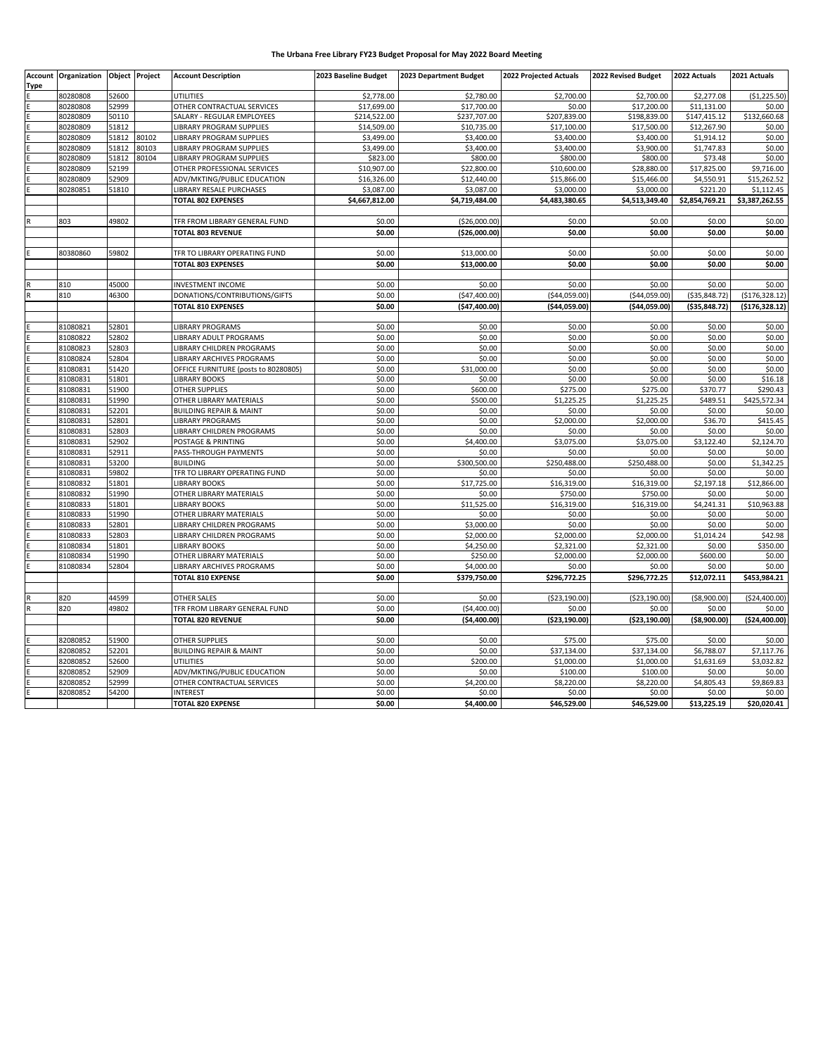# The Urbana Free Library FY23 Budget Proposal for May 2022 Board Meeting

| Account Type | Organization | Object | Project | Account Description | 2023 Baseline Budget | 2023 Department Budget | 2022 Projected Actuals | 2022 Revised Budget | 2022 Actuals | 2021 Actuals |
|---|---|---|---|---|---|---|---|---|---|---|
| E | 80280808 | 52600 | | UTILITIES | $2,778.00 | $2,780.00 | $2,700.00 | $2,700.00 | $2,277.08 | ($1,225.50) |
| E | 80280808 | 52999 | | OTHER CONTRACTUAL SERVICES | $17,699.00 | $17,700.00 | $0.00 | $17,200.00 | $11,131.00 | $0.00 |
| E | 80280809 | 50110 | | SALARY - REGULAR EMPLOYEES | $214,522.00 | $237,707.00 | $207,839.00 | $198,839.00 | $147,415.12 | $132,660.68 |
| E | 80280809 | 51812 | | LIBRARY PROGRAM SUPPLIES | $14,509.00 | $10,735.00 | $17,100.00 | $17,500.00 | $12,267.90 | $0.00 |
| E | 80280809 | 51812 | 80102 | LIBRARY PROGRAM SUPPLIES | $3,499.00 | $3,400.00 | $3,400.00 | $3,400.00 | $1,914.12 | $0.00 |
| E | 80280809 | 51812 | 80103 | LIBRARY PROGRAM SUPPLIES | $3,499.00 | $3,400.00 | $3,400.00 | $3,900.00 | $1,747.83 | $0.00 |
| E | 80280809 | 51812 | 80104 | LIBRARY PROGRAM SUPPLIES | $823.00 | $800.00 | $800.00 | $800.00 | $73.48 | $0.00 |
| E | 80280809 | 52199 | | OTHER PROFESSIONAL SERVICES | $10,907.00 | $22,800.00 | $10,600.00 | $28,880.00 | $17,825.00 | $9,716.00 |
| E | 80280809 | 52909 | | ADV/MKTING/PUBLIC EDUCATION | $16,326.00 | $12,440.00 | $15,866.00 | $15,466.00 | $4,550.91 | $15,262.52 |
| E | 80280851 | 51810 | | LIBRARY RESALE PURCHASES | $3,087.00 | $3,087.00 | $3,000.00 | $3,000.00 | $221.20 | $1,112.45 |
| | | | | **TOTAL 802 EXPENSES** | **$4,667,812.00** | **$4,719,484.00** | **$4,483,380.65** | **$4,513,349.40** | **$2,854,769.21** | **$3,387,262.55** |
| | | | | | | | | | | |
| R | 803 | 49802 | | TFR FROM LIBRARY GENERAL FUND | $0.00 | ($26,000.00) | $0.00 | $0.00 | $0.00 | $0.00 |
| | | | | **TOTAL 803 REVENUE** | **$0.00** | **($26,000.00)** | **$0.00** | **$0.00** | **$0.00** | **$0.00** |
| | | | | | | | | | | |
| E | 80380860 | 59802 | | TFR TO LIBRARY OPERATING FUND | $0.00 | $13,000.00 | $0.00 | $0.00 | $0.00 | $0.00 |
| | | | | **TOTAL 803 EXPENSES** | **$0.00** | **$13,000.00** | **$0.00** | **$0.00** | **$0.00** | **$0.00** |
| | | | | | | | | | | |
| R | 810 | 45000 | | INVESTMENT INCOME | $0.00 | $0.00 | $0.00 | $0.00 | $0.00 | $0.00 |
| R | 810 | 46300 | | DONATIONS/CONTRIBUTIONS/GIFTS | $0.00 | ($47,400.00) | ($44,059.00) | ($44,059.00) | ($35,848.72) | ($176,328.12) |
| | | | | **TOTAL 810 EXPENSES** | **$0.00** | **($47,400.00)** | **($44,059.00)** | **($44,059.00)** | **($35,848.72)** | **($176,328.12)** |
| | | | | | | | | | | |
| E | 81080821 | 52801 | | LIBRARY PROGRAMS | $0.00 | $0.00 | $0.00 | $0.00 | $0.00 | $0.00 |
| E | 81080822 | 52802 | | LIBRARY ADULT PROGRAMS | $0.00 | $0.00 | $0.00 | $0.00 | $0.00 | $0.00 |
| E | 81080823 | 52803 | | LIBRARY CHILDREN PROGRAMS | $0.00 | $0.00 | $0.00 | $0.00 | $0.00 | $0.00 |
| E | 81080824 | 52804 | | LIBRARY ARCHIVES PROGRAMS | $0.00 | $0.00 | $0.00 | $0.00 | $0.00 | $0.00 |
| E | 81080831 | 51420 | | OFFICE FURNITURE (posts to 80280805) | $0.00 | $31,000.00 | $0.00 | $0.00 | $0.00 | $0.00 |
| E | 81080831 | 51801 | | LIBRARY BOOKS | $0.00 | $0.00 | $0.00 | $0.00 | $0.00 | $0.00 |
| E | 81080831 | 51900 | | OTHER SUPPLIES | $0.00 | $600.00 | $275.00 | $275.00 | $370.77 | $290.43 |
| E | 81080831 | 51990 | | OTHER LIBRARY MATERIALS | $0.00 | $500.00 | $1,225.25 | $1,225.25 | $489.51 | $425,572.34 |
| E | 81080831 | 52201 | | BUILDING REPAIR & MAINT | $0.00 | $0.00 | $0.00 | $0.00 | $0.00 | $0.00 |
| E | 81080831 | 52801 | | LIBRARY PROGRAMS | $0.00 | $0.00 | $2,000.00 | $2,000.00 | $36.70 | $415.45 |
| E | 81080831 | 52803 | | LIBRARY CHILDREN PROGRAMS | $0.00 | $0.00 | $0.00 | $0.00 | $0.00 | $16.18 |
| E | 81080831 | 52902 | | POSTAGE & PRINTING | $0.00 | $4,400.00 | $3,075.00 | $3,075.00 | $3,122.40 | $2,124.70 |
| E | 81080831 | 52911 | | PASS-THROUGH PAYMENTS | $0.00 | $0.00 | $0.00 | $0.00 | $0.00 | $0.00 |
| E | 81080831 | 53200 | | BUILDING | $0.00 | $300,500.00 | $250,488.00 | $250,488.00 | $0.00 | $1,342.25 |
| E | 81080831 | 59802 | | TFR TO LIBRARY OPERATING FUND | $0.00 | $0.00 | $0.00 | $0.00 | $0.00 | $0.00 |
| E | 81080832 | 51801 | | LIBRARY BOOKS | $0.00 | $17,725.00 | $16,319.00 | $16,319.00 | $2,197.18 | $12,866.00 |
| E | 81080832 | 51990 | | OTHER LIBRARY MATERIALS | $0.00 | $0.00 | $750.00 | $750.00 | $0.00 | $0.00 |
| E | 81080833 | 51801 | | LIBRARY BOOKS | $0.00 | $11,525.00 | $16,319.00 | $16,319.00 | $4,241.31 | $10,963.88 |
| E | 81080833 | 51990 | | OTHER LIBRARY MATERIALS | $0.00 | $0.00 | $0.00 | $0.00 | $0.00 | $0.00 |
| E | 81080833 | 52801 | | LIBRARY CHILDREN PROGRAMS | $0.00 | $3,000.00 | $0.00 | $0.00 | $0.00 | $0.00 |
| E | 81080833 | 52803 | | LIBRARY CHILDREN PROGRAMS | $0.00 | $2,000.00 | $2,000.00 | $2,000.00 | $1,014.24 | $42.98 |
| E | 81080834 | 51801 | | LIBRARY BOOKS | $0.00 | $4,250.00 | $2,321.00 | $2,321.00 | $0.00 | $350.00 |
| E | 81080834 | 51990 | | OTHER LIBRARY MATERIALS | $0.00 | $250.00 | $2,000.00 | $2,000.00 | $600.00 | $0.00 |
| E | 81080834 | 52804 | | LIBRARY ARCHIVES PROGRAMS | $0.00 | $4,000.00 | $0.00 | $0.00 | $0.00 | $0.00 |
| | | | | **TOTAL 810 EXPENSE** | **$0.00** | **$379,750.00** | **$296,772.25** | **$296,772.25** | **$12,072.11** | **$453,984.21** |
| | | | | | | | | | | |
| R | 820 | 44599 | | OTHER SALES | $0.00 | $0.00 | ($23,190.00) | ($23,190.00) | ($8,900.00) | ($24,400.00) |
| R | 820 | 49802 | | TFR FROM LIBRARY GENERAL FUND | $0.00 | ($4,400.00) | $0.00 | $0.00 | $0.00 | $0.00 |
| | | | | **TOTAL 820 REVENUE** | **$0.00** | **($4,400.00)** | **($23,190.00)** | **($23,190.00)** | **($8,900.00)** | **($24,400.00)** |
| | | | | | | | | | | |
| E | 82080852 | 51900 | | OTHER SUPPLIES | $0.00 | $0.00 | $75.00 | $75.00 | $0.00 | $0.00 |
| E | 82080852 | 52201 | | BUILDING REPAIR & MAINT | $0.00 | $0.00 | $37,134.00 | $37,134.00 | $6,788.07 | $7,117.76 |
| E | 82080852 | 52600 | | UTILITIES | $0.00 | $200.00 | $1,000.00 | $1,000.00 | $1,631.69 | $3,032.82 |
| E | 82080852 | 52909 | | ADV/MKTING/PUBLIC EDUCATION | $0.00 | $0.00 | $100.00 | $100.00 | $0.00 | $0.00 |
| E | 82080852 | 52999 | | OTHER CONTRACTUAL SERVICES | $0.00 | $4,200.00 | $8,220.00 | $8,220.00 | $4,805.43 | $9,869.83 |
| E | 82080852 | 54200 | | INTEREST | $0.00 | $0.00 | $0.00 | $0.00 | $0.00 | $0.00 |
| | | | | **TOTAL 820 EXPENSE** | **$0.00** | **$4,400.00** | **$46,529.00** | **$46,529.00** | **$13,225.19** | **$20,020.41** |